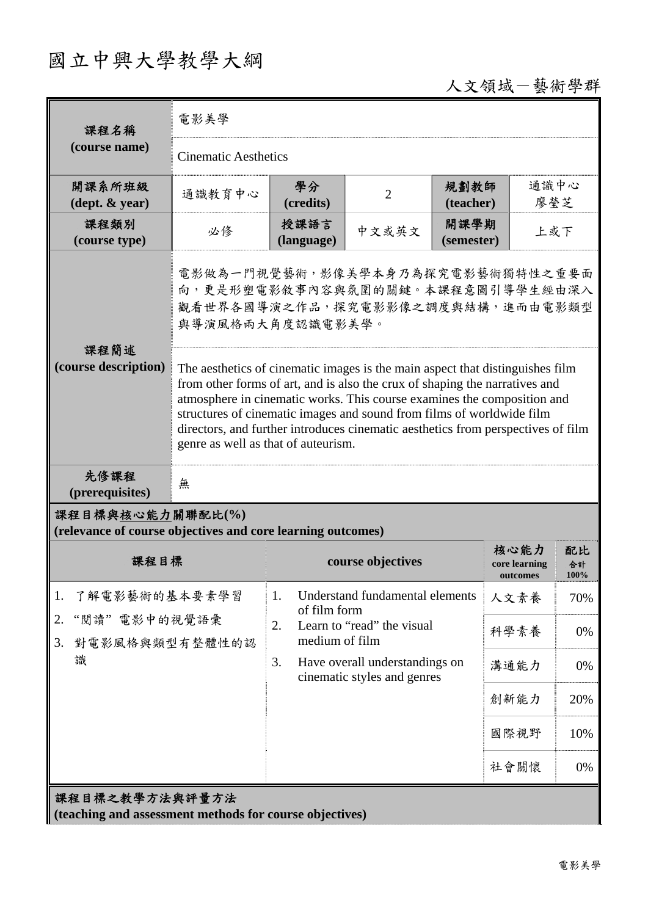# 國立中興大學教學大綱

人文領域－藝術學群

| 課程名稱 (course name) | 電影美學 | | | | |
|---|---|---|---|---|---|
| | Cinematic Aesthetics | | | | |
| 開課系所班級 (dept. & year) | 通識教育中心 | 學分 (credits) | 2 | 規劃教師 (teacher) | 通識中心 廖瑩芝 |
| 課程類別 (course type) | 必修 | 授課語言 (language) | 中文或英文 | 開課學期 (semester) | 上或下 |
| 課程簡述 (course description) | 電影做為一門視覺藝術，影像美學本身乃為探究電影藝術獨特性之重要面向，更是形塑電影敘事內容與氛圍的關鍵。本課程意圖引導學生經由深入觀看世界各國導演之作品，探究電影影像之調度與結構，進而由電影類型與導演風格兩大角度認識電影美學。 | | | | |
| | The aesthetics of cinematic images is the main aspect that distinguishes film from other forms of art, and is also the crux of shaping the narratives and atmosphere in cinematic works. This course examines the composition and structures of cinematic images and sound from films of worldwide film directors, and further introduces cinematic aesthetics from perspectives of film genre as well as that of auteurism. | | | | |
| 先修課程 (prerequisites) | 無 | | | | |

## 課程目標與核心能力關聯配比(%) (relevance of course objectives and core learning outcomes)

| 課程目標 | course objectives | 核心能力 core learning outcomes | 配比 合計 100% |
|---|---|---|---|
| 1. 了解電影藝術的基本要素學習<br>2. “閱讀” 電影中的視覺語彙<br>3. 對電影風格與類型有整體性的認識 | 1. Understand fundamental elements of film form<br>2. Learn to “read” the visual medium of film<br>3. Have overall understandings on cinematic styles and genres | 人文素養 | 70% |
| | | 科學素養 | 0% |
| | | 溝通能力 | 0% |
| | | 創新能力 | 20% |
| | | 國際視野 | 10% |
| | | 社會關懷 | 0% |

## 課程目標之教學方法與評量方法 (teaching and assessment methods for course objectives)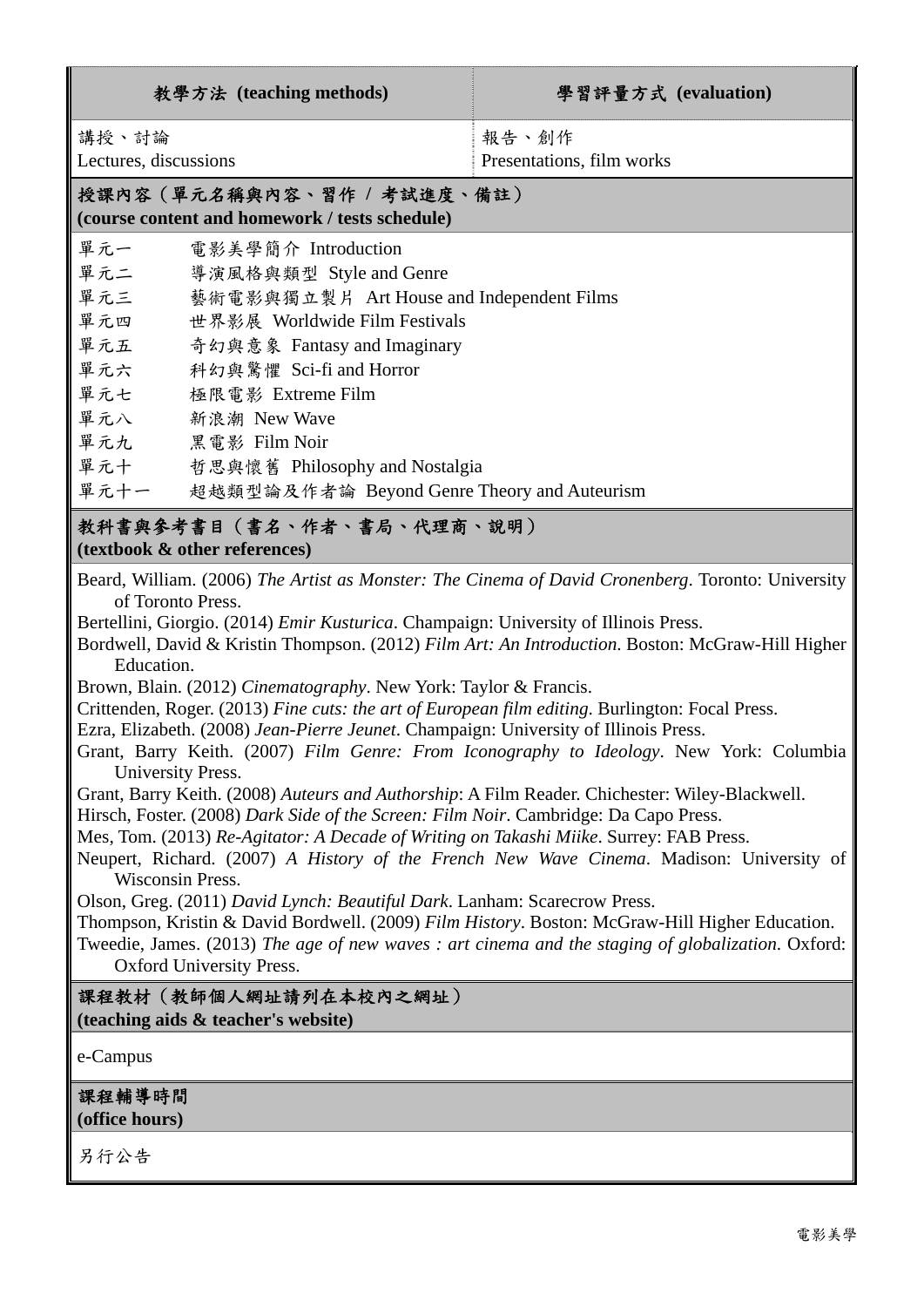| 教學方法 (teaching methods) | 學習評量方式 (evaluation) |
|---|---|
| 講授、討論<br>Lectures, discussions | 報告、創作<br>Presentations, film works |

**授課內容（單元名稱與內容、習作 / 考試進度、備註）**
**(course content and homework / tests schedule)**

單元一　電影美學簡介 Introduction
單元二　導演風格與類型 Style and Genre
單元三　藝術電影與獨立製片 Art House and Independent Films
單元四　世界影展 Worldwide Film Festivals
單元五　奇幻與意象 Fantasy and Imaginary
單元六　科幻與驚懼 Sci-fi and Horror
單元七　極限電影 Extreme Film
單元八　新浪潮 New Wave
單元九　黑電影 Film Noir
單元十　哲思與懷舊 Philosophy and Nostalgia
單元十一　超越類型論及作者論 Beyond Genre Theory and Auteurism

**教科書與參考書目（書名、作者、書局、代理商、說明）**
**(textbook & other references)**

Beard, William. (2006) *The Artist as Monster: The Cinema of David Cronenberg*. Toronto: University of Toronto Press.
Bertellini, Giorgio. (2014) *Emir Kusturica*. Champaign: University of Illinois Press.
Bordwell, David & Kristin Thompson. (2012) *Film Art: An Introduction*. Boston: McGraw-Hill Higher Education.
Brown, Blain. (2012) *Cinematography*. New York: Taylor & Francis.
Crittenden, Roger. (2013) *Fine cuts: the art of European film editing*. Burlington: Focal Press.
Ezra, Elizabeth. (2008) *Jean-Pierre Jeunet*. Champaign: University of Illinois Press.
Grant, Barry Keith. (2007) *Film Genre: From Iconography to Ideology*. New York: Columbia University Press.
Grant, Barry Keith. (2008) *Auteurs and Authorship*: A Film Reader. Chichester: Wiley-Blackwell.
Hirsch, Foster. (2008) *Dark Side of the Screen: Film Noir*. Cambridge: Da Capo Press.
Mes, Tom. (2013) *Re-Agitator: A Decade of Writing on Takashi Miike*. Surrey: FAB Press.
Neupert, Richard. (2007) *A History of the French New Wave Cinema*. Madison: University of Wisconsin Press.
Olson, Greg. (2011) *David Lynch: Beautiful Dark*. Lanham: Scarecrow Press.
Thompson, Kristin & David Bordwell. (2009) *Film History*. Boston: McGraw-Hill Higher Education.
Tweedie, James. (2013) *The age of new waves : art cinema and the staging of globalization*. Oxford: Oxford University Press.

**課程教材（教師個人網址請列在本校內之網址）**
**(teaching aids & teacher's website)**

e-Campus

**課程輔導時間**
**(office hours)**

另行公告